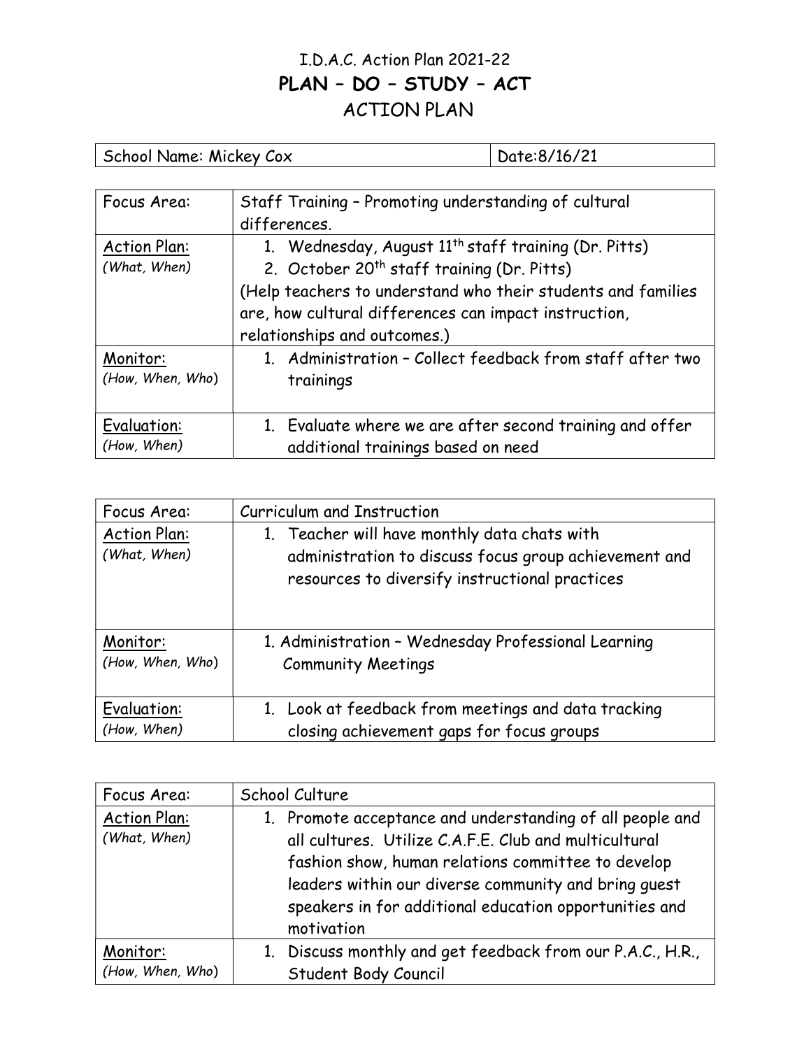# I.D.A.C. Action Plan 2021-22

## PLAN – DO – STUDY – ACT

## ACTION PLAN

| School Name: Mickey Cox | Date:8/16/21 |
|---|---|

| Focus Area: | Staff Training – Promoting understanding of cultural differences. |
|---|---|
| Action Plan: *(What, When)* | 1. Wednesday, August 11th staff training (Dr. Pitts)<br>2. October 20th staff training (Dr. Pitts)<br>(Help teachers to understand who their students and families are, how cultural differences can impact instruction, relationships and outcomes.) |
| Monitor: *(How, When, Who)* | 1. Administration – Collect feedback from staff after two trainings |
| Evaluation: *(How, When)* | 1. Evaluate where we are after second training and offer additional trainings based on need |

| Focus Area: | Curriculum and Instruction |
|---|---|
| Action Plan: *(What, When)* | 1. Teacher will have monthly data chats with administration to discuss focus group achievement and resources to diversify instructional practices |
| Monitor: *(How, When, Who)* | 1. Administration – Wednesday Professional Learning Community Meetings |
| Evaluation: *(How, When)* | 1. Look at feedback from meetings and data tracking closing achievement gaps for focus groups |

| Focus Area: | School Culture |
|---|---|
| Action Plan: *(What, When)* | 1. Promote acceptance and understanding of all people and all cultures. Utilize C.A.F.E. Club and multicultural fashion show, human relations committee to develop leaders within our diverse community and bring guest speakers in for additional education opportunities and motivation |
| Monitor: *(How, When, Who)* | 1. Discuss monthly and get feedback from our P.A.C., H.R., Student Body Council |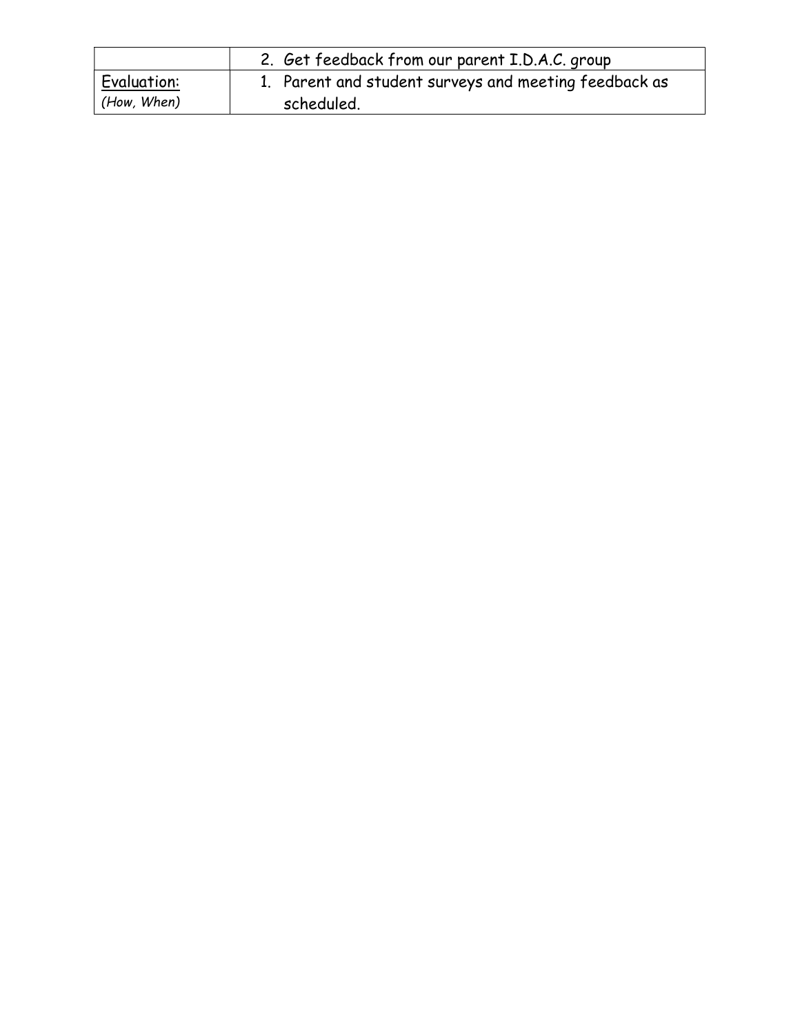| | |
|---|---|
| | 2. Get feedback from our parent I.D.A.C. group |
| Evaluation: *(How, When)* | 1. Parent and student surveys and meeting feedback as scheduled. |